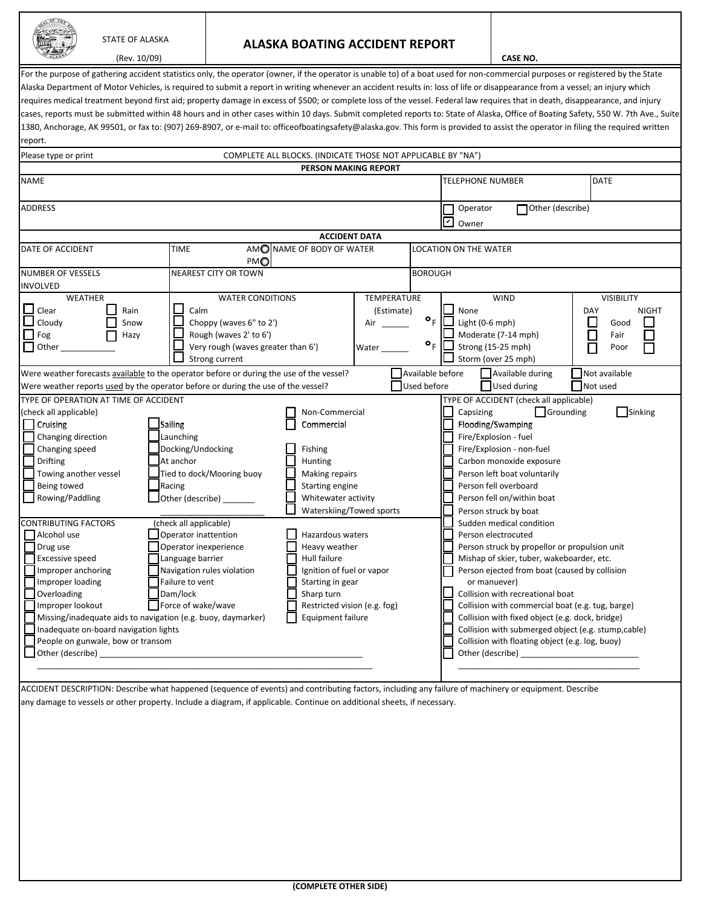STATE OF ALASKA

(Rev. 10/09)

# ALASKA BOATING ACCIDENT REPORT

**CASE NO.**

For the purpose of gathering accident statistics only, the operator (owner, if the operator is unable to) of a boat used for non-commercial purposes or registered by the State Alaska Department of Motor Vehicles, is required to submit a report in writing whenever an accident results in: loss of life or disappearance from a vessel; an injury which requires medical treatment beyond first aid; property damage in excess of $500; or complete loss of the vessel. Federal law requires that in death, disappearance, and injury cases, reports must be submitted within 48 hours and in other cases within 10 days. Submit completed reports to: State of Alaska, Office of Boating Safety, 550 W. 7th Ave., Suite 1380, Anchorage, AK 99501, or fax to: (907) 269-8907, or e-mail to: officeofboatingsafety@alaska.gov. This form is provided to assist the operator in filing the required written report.

Please type or print COMPLETE ALL BLOCKS. (INDICATE THOSE NOT APPLICABLE BY "NA")

## PERSON MAKING REPORT

| NAME | TELEPHONE NUMBER | DATE |
|---|---|---|
| ADDRESS | ☐ Operator ☐ Other (describe)<br>☑ Owner | |

## ACCIDENT DATA

| DATE OF ACCIDENT | TIME ○ AM ○ PM | NAME OF BODY OF WATER | LOCATION ON THE WATER |
|---|---|---|---|
| NUMBER OF VESSELS INVOLVED | NEAREST CITY OR TOWN | | BOROUGH |

| WEATHER | WATER CONDITIONS | TEMPERATURE (Estimate) | WIND | VISIBILITY (DAY / NIGHT) |
|---|---|---|---|---|
| ☐ Clear ☐ Rain | ☐ Calm | Air ______ °F | ☐ None | Day ☐ Good ☐ Night |
| ☐ Cloudy ☐ Snow | ☐ Choppy (waves 6" to 2') | | ☐ Light (0-6 mph) | Day ☐ Fair ☐ Night |
| ☐ Fog ☐ Hazy | ☐ Rough (waves 2' to 6') | Water ______ °F | ☐ Moderate (7-14 mph) | Day ☐ Poor ☐ Night |
| ☐ Other ____________ | ☐ Very rough (waves greater than 6') | | ☐ Strong (15-25 mph) | |
| | ☐ Strong current | | ☐ Storm (over 25 mph) | |

Were weather forecasts available to the operator before or during the use of the vessel? ☐ Available before ☐ Available during ☐ Not available

Were weather reports used by the operator before or during the use of the vessel? ☐ Used before ☐ Used during ☐ Not used

### TYPE OF OPERATION AT TIME OF ACCIDENT (check all applicable)

- ☐ Cruising
- ☐ Changing direction
- ☐ Changing speed
- ☐ Drifting
- ☐ Towing another vessel
- ☐ Being towed
- ☐ Rowing/Paddling
- ☐ Sailing
- ☐ Launching
- ☐ Docking/Undocking
- ☐ At anchor
- ☐ Tied to dock/Mooring buoy
- ☐ Racing
- ☐ Other (describe) _______ ________________________
- ☐ Non-Commercial
- ☐ Commercial
- ☐ Fishing
- ☐ Hunting
- ☐ Making repairs
- ☐ Starting engine
- ☐ Whitewater activity
- ☐ Waterskiing/Towed sports

### TYPE OF ACCIDENT (check all applicable)

- ☐ Capsizing
- ☐ Grounding
- ☐ Sinking
- ☐ Flooding/Swamping
- ☐ Fire/Explosion - fuel
- ☐ Fire/Explosion - non-fuel
- ☐ Carbon monoxide exposure
- ☐ Person left boat voluntarily
- ☐ Person fell overboard
- ☐ Person fell on/within boat
- ☐ Person struck by boat
- ☐ Sudden medical condition
- ☐ Person electrocuted
- ☐ Person struck by propellor or propulsion unit
- ☐ Mishap of skier, tuber, wakeboarder, etc.
- ☐ Person ejected from boat (caused by collision or manuever)
- ☐ Collision with recreational boat
- ☐ Collision with commercial boat (e.g. tug, barge)
- ☐ Collision with fixed object (e.g. dock, bridge)
- ☐ Collision with submerged object (e.g. stump,cable)
- ☐ Collision with floating object (e.g. log, buoy)
- ☐ Other (describe) __________________________ ________________________________________

### CONTRIBUTING FACTORS (check all applicable)

- ☐ Alcohol use
- ☐ Drug use
- ☐ Excessive speed
- ☐ Improper anchoring
- ☐ Improper loading
- ☐ Overloading
- ☐ Improper lookout
- ☐ Operator inattention
- ☐ Operator inexperience
- ☐ Language barrier
- ☐ Navigation rules violation
- ☐ Failure to vent
- ☐ Dam/lock
- ☐ Force of wake/wave
- ☐ Hazardous waters
- ☐ Heavy weather
- ☐ Hull failure
- ☐ Ignition of fuel or vapor
- ☐ Starting in gear
- ☐ Sharp turn
- ☐ Restricted vision (e.g. fog)
- ☐ Equipment failure
- ☐ Missing/inadequate aids to navigation (e.g. buoy, daymarker)
- ☐ Inadequate on-board navigation lights
- ☐ People on gunwale, bow or transom
- ☐ Other (describe) __________________________________________________________ ________________________________________________________________________

ACCIDENT DESCRIPTION: Describe what happened (sequence of events) and contributing factors, including any failure of machinery or equipment. Describe any damage to vessels or other property. Include a diagram, if applicable. Continue on additional sheets, if necessary.

**(COMPLETE OTHER SIDE)**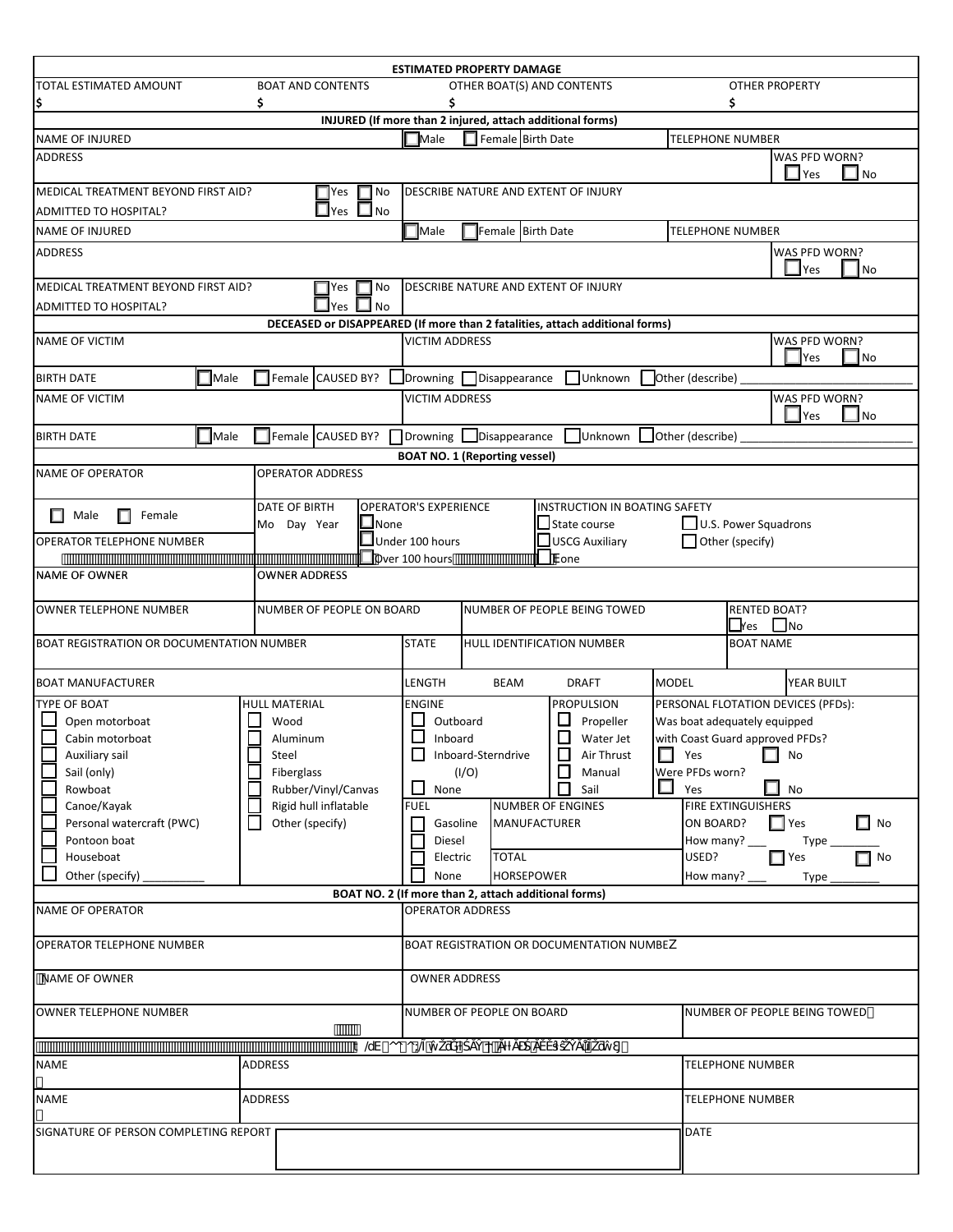## ESTIMATED PROPERTY DAMAGE

| TOTAL ESTIMATED AMOUNT | BOAT AND CONTENTS | OTHER BOAT(S) AND CONTENTS | OTHER PROPERTY |
|---|---|---|---|
| $ | $ | $ | $ |

## INJURED (If more than 2 injured, attach additional forms)

| NAME OF INJURED | ☐ Male ☐ Female Birth Date | TELEPHONE NUMBER |
|---|---|---|
| ADDRESS | | WAS PFD WORN? ☐ Yes ☐ No |
| MEDICAL TREATMENT BEYOND FIRST AID? ☐ Yes ☐ No<br>ADMITTED TO HOSPITAL? ☐ Yes ☐ No | DESCRIBE NATURE AND EXTENT OF INJURY | |
| NAME OF INJURED | ☐ Male ☐ Female Birth Date | TELEPHONE NUMBER |
| ADDRESS | | WAS PFD WORN? ☐ Yes ☐ No |
| MEDICAL TREATMENT BEYOND FIRST AID? ☐ Yes ☐ No<br>ADMITTED TO HOSPITAL? ☐ Yes ☐ No | DESCRIBE NATURE AND EXTENT OF INJURY | |

## DECEASED or DISAPPEARED (If more than 2 fatalities, attach additional forms)

| NAME OF VICTIM | VICTIM ADDRESS | WAS PFD WORN? ☐ Yes ☐ No |
|---|---|---|
| BIRTH DATE ☐ Male ☐ Female | CAUSED BY? ☐ Drowning ☐ Disappearance ☐ Unknown ☐ Other (describe) ____________ | |
| NAME OF VICTIM | VICTIM ADDRESS | WAS PFD WORN? ☐ Yes ☐ No |
| BIRTH DATE ☐ Male ☐ Female | CAUSED BY? ☐ Drowning ☐ Disappearance ☐ Unknown ☐ Other (describe) ____________ | |

## BOAT NO. 1 (Reporting vessel)

| NAME OF OPERATOR | OPERATOR ADDRESS | | | |
|---|---|---|---|---|
| ☐ Male ☐ Female<br>OPERATOR TELEPHONE NUMBER | DATE OF BIRTH<br>Mo Day Year | OPERATOR'S EXPERIENCE<br>☐ None<br>☐ Under 100 hours<br>☐ Over 100 hours | INSTRUCTION IN BOATING SAFETY<br>☐ State course<br>☐ USCG Auxiliary<br>☐ None | ☐ U.S. Power Squadrons<br>☐ Other (specify) |
| NAME OF OWNER | OWNER ADDRESS | | | |
| OWNER TELEPHONE NUMBER | NUMBER OF PEOPLE ON BOARD | NUMBER OF PEOPLE BEING TOWED | | RENTED BOAT? ☐ Yes ☐ No |
| BOAT REGISTRATION OR DOCUMENTATION NUMBER | STATE | HULL IDENTIFICATION NUMBER | | BOAT NAME |
| BOAT MANUFACTURER | LENGTH BEAM DRAFT | | MODEL | YEAR BUILT |

| TYPE OF BOAT | HULL MATERIAL | ENGINE | PROPULSION | PERSONAL FLOTATION DEVICES (PFDs): |
|---|---|---|---|---|
| ☐ Open motorboat<br>☐ Cabin motorboat<br>☐ Auxiliary sail<br>☐ Sail (only)<br>☐ Rowboat<br>☐ Canoe/Kayak<br>☐ Personal watercraft (PWC)<br>☐ Pontoon boat<br>☐ Houseboat<br>☐ Other (specify) ________ | ☐ Wood<br>☐ Aluminum<br>☐ Steel<br>☐ Fiberglass<br>☐ Rubber/Vinyl/Canvas<br>☐ Rigid hull inflatable<br>☐ Other (specify) | ☐ Outboard<br>☐ Inboard<br>☐ Inboard-Sterndrive (I/O)<br>☐ None<br><br>FUEL<br>☐ Gasoline<br>☐ Diesel<br>☐ Electric<br>☐ None | ☐ Propeller<br>☐ Water Jet<br>☐ Air Thrust<br>☐ Manual<br>☐ Sail<br><br>NUMBER OF ENGINES<br>MANUFACTURER<br><br>TOTAL<br>HORSEPOWER | Was boat adequately equipped with Coast Guard approved PFDs?<br>☐ Yes ☐ No<br>Were PFDs worn?<br>☐ Yes ☐ No<br><br>FIRE EXTINGUISHERS<br>ON BOARD? ☐ Yes ☐ No<br>How many? ___ Type ________<br>USED? ☐ Yes ☐ No<br>How many? ___ Type ________ |

## BOAT NO. 2 (If more than 2, attach additional forms)

| NAME OF OPERATOR | OPERATOR ADDRESS | |
|---|---|---|
| OPERATOR TELEPHONE NUMBER | BOAT REGISTRATION OR DOCUMENTATION NUMBER | |
| NAME OF OWNER | OWNER ADDRESS | |
| OWNER TELEPHONE NUMBER | NUMBER OF PEOPLE ON BOARD | NUMBER OF PEOPLE BEING TOWED |

## WITNESSES

| NAME | ADDRESS | TELEPHONE NUMBER |
|---|---|---|
| NAME | ADDRESS | TELEPHONE NUMBER |
| SIGNATURE OF PERSON COMPLETING REPORT | | DATE |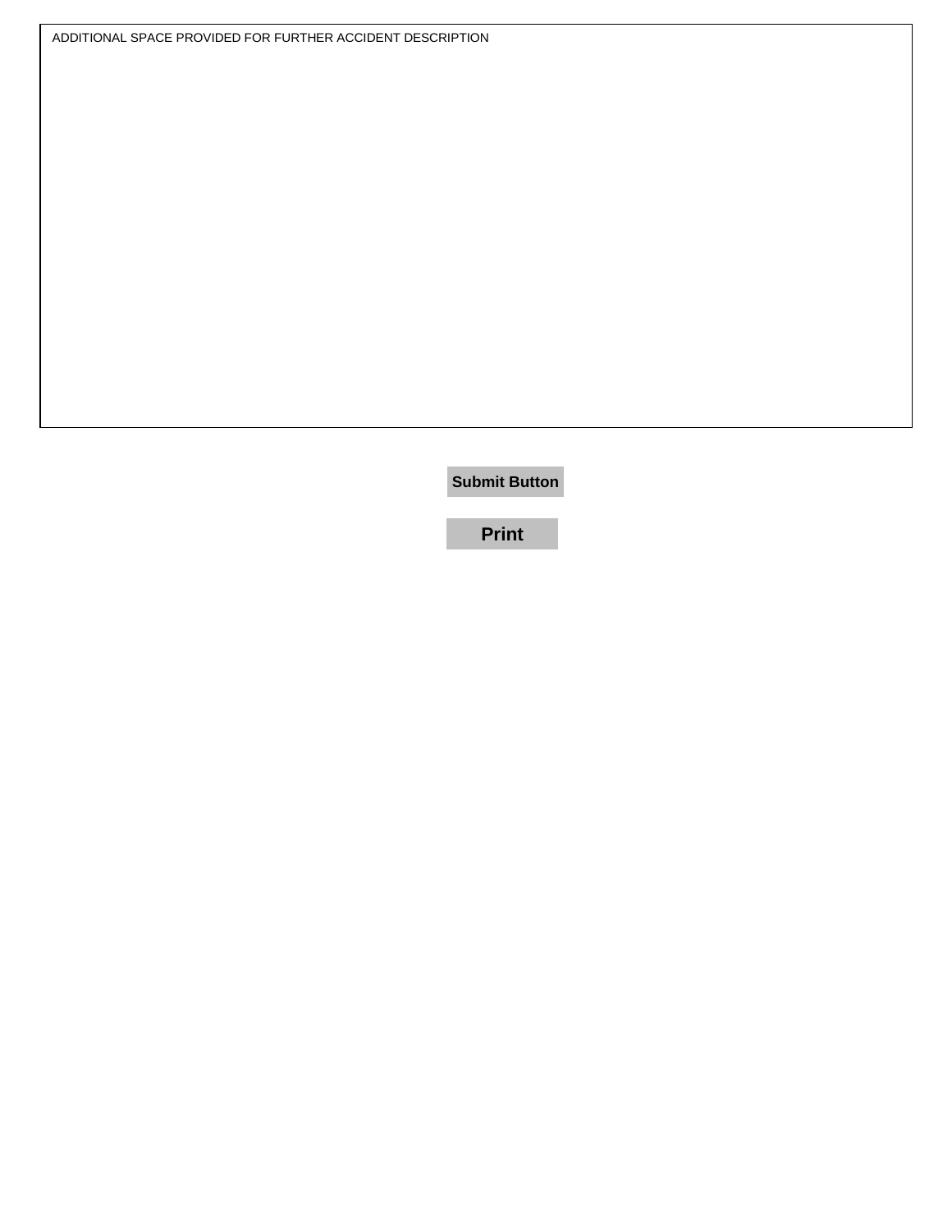ADDITIONAL SPACE PROVIDED FOR FURTHER ACCIDENT DESCRIPTION

**Submit Button**

**Print**